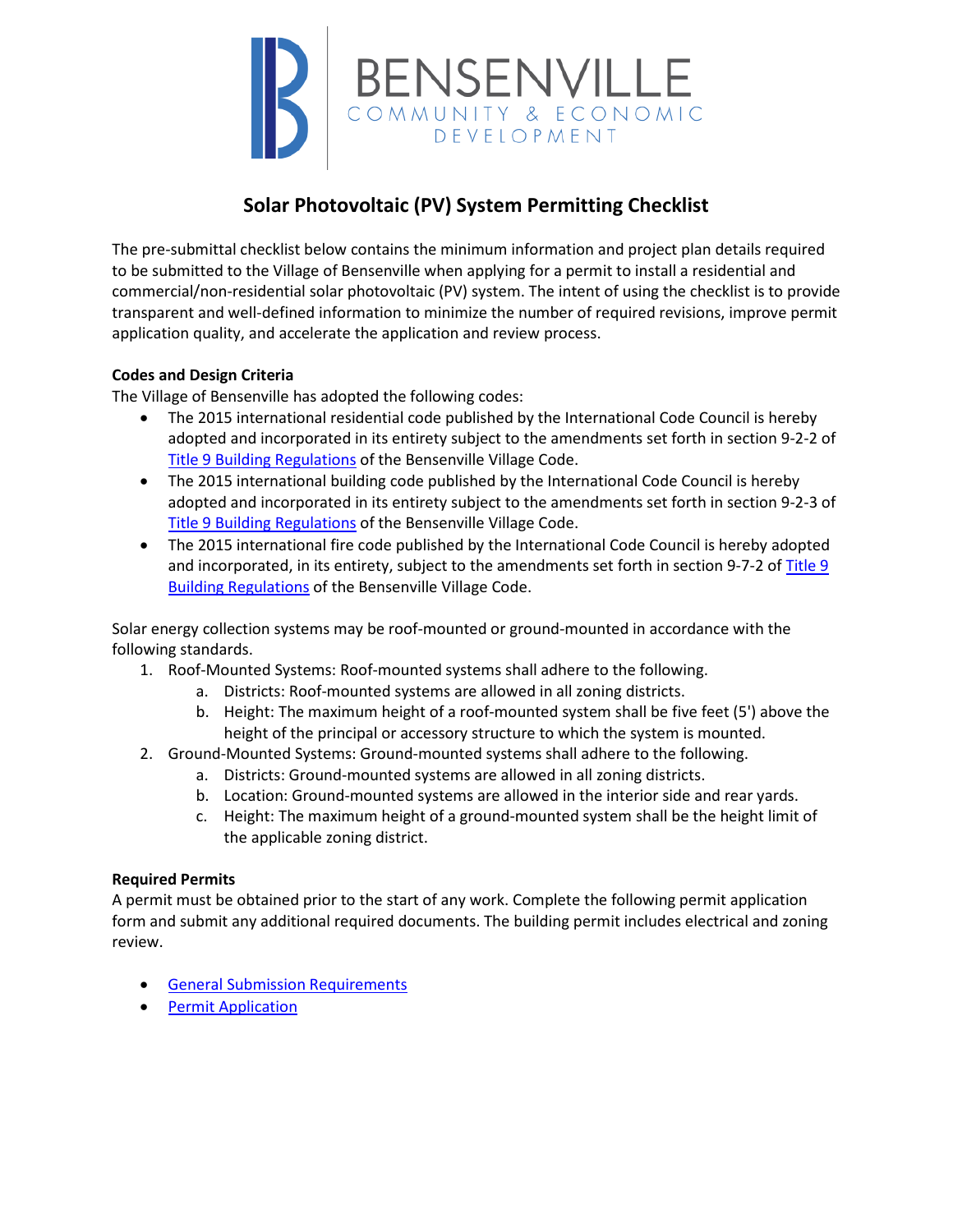BENSENVILLE
COMMUNITY & ECONOMIC DEVELOPMENT

# Solar Photovoltaic (PV) System Permitting Checklist

The pre-submittal checklist below contains the minimum information and project plan details required to be submitted to the Village of Bensenville when applying for a permit to install a residential and commercial/non-residential solar photovoltaic (PV) system. The intent of using the checklist is to provide transparent and well-defined information to minimize the number of required revisions, improve permit application quality, and accelerate the application and review process.

**Codes and Design Criteria**

The Village of Bensenville has adopted the following codes:

- The 2015 international residential code published by the International Code Council is hereby adopted and incorporated in its entirety subject to the amendments set forth in section 9-2-2 of [Title 9 Building Regulations]() of the Bensenville Village Code.
- The 2015 international building code published by the International Code Council is hereby adopted and incorporated in its entirety subject to the amendments set forth in section 9-2-3 of [Title 9 Building Regulations]() of the Bensenville Village Code.
- The 2015 international fire code published by the International Code Council is hereby adopted and incorporated, in its entirety, subject to the amendments set forth in section 9-7-2 of [Title 9 Building Regulations]() of the Bensenville Village Code.

Solar energy collection systems may be roof-mounted or ground-mounted in accordance with the following standards.

1. Roof-Mounted Systems: Roof-mounted systems shall adhere to the following.
   a. Districts: Roof-mounted systems are allowed in all zoning districts.
   b. Height: The maximum height of a roof-mounted system shall be five feet (5') above the height of the principal or accessory structure to which the system is mounted.
2. Ground-Mounted Systems: Ground-mounted systems shall adhere to the following.
   a. Districts: Ground-mounted systems are allowed in all zoning districts.
   b. Location: Ground-mounted systems are allowed in the interior side and rear yards.
   c. Height: The maximum height of a ground-mounted system shall be the height limit of the applicable zoning district.

**Required Permits**

A permit must be obtained prior to the start of any work. Complete the following permit application form and submit any additional required documents. The building permit includes electrical and zoning review.

- [General Submission Requirements]()
- [Permit Application]()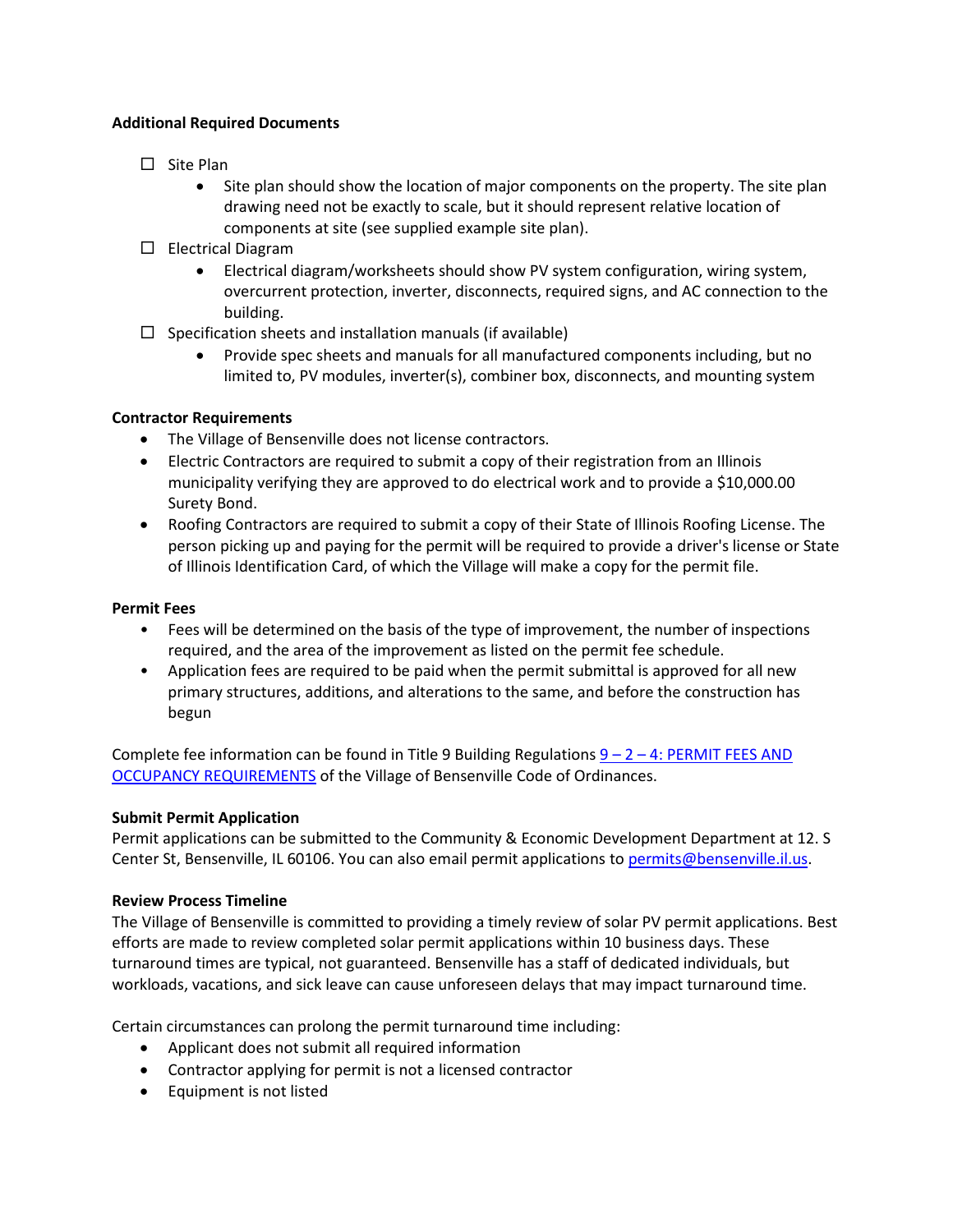**Additional Required Documents**

- ☐ Site Plan
  - Site plan should show the location of major components on the property. The site plan drawing need not be exactly to scale, but it should represent relative location of components at site (see supplied example site plan).
- ☐ Electrical Diagram
  - Electrical diagram/worksheets should show PV system configuration, wiring system, overcurrent protection, inverter, disconnects, required signs, and AC connection to the building.
- ☐ Specification sheets and installation manuals (if available)
  - Provide spec sheets and manuals for all manufactured components including, but no limited to, PV modules, inverter(s), combiner box, disconnects, and mounting system

**Contractor Requirements**

- The Village of Bensenville does not license contractors.
- Electric Contractors are required to submit a copy of their registration from an Illinois municipality verifying they are approved to do electrical work and to provide a $10,000.00 Surety Bond.
- Roofing Contractors are required to submit a copy of their State of Illinois Roofing License. The person picking up and paying for the permit will be required to provide a driver's license or State of Illinois Identification Card, of which the Village will make a copy for the permit file.

**Permit Fees**

- Fees will be determined on the basis of the type of improvement, the number of inspections required, and the area of the improvement as listed on the permit fee schedule.
- Application fees are required to be paid when the permit submittal is approved for all new primary structures, additions, and alterations to the same, and before the construction has begun

Complete fee information can be found in Title 9 Building Regulations [9 – 2 – 4: PERMIT FEES AND OCCUPANCY REQUIREMENTS] of the Village of Bensenville Code of Ordinances.

**Submit Permit Application**

Permit applications can be submitted to the Community & Economic Development Department at 12. S Center St, Bensenville, IL 60106. You can also email permit applications to permits@bensenville.il.us.

**Review Process Timeline**

The Village of Bensenville is committed to providing a timely review of solar PV permit applications. Best efforts are made to review completed solar permit applications within 10 business days. These turnaround times are typical, not guaranteed. Bensenville has a staff of dedicated individuals, but workloads, vacations, and sick leave can cause unforeseen delays that may impact turnaround time.

Certain circumstances can prolong the permit turnaround time including:

- Applicant does not submit all required information
- Contractor applying for permit is not a licensed contractor
- Equipment is not listed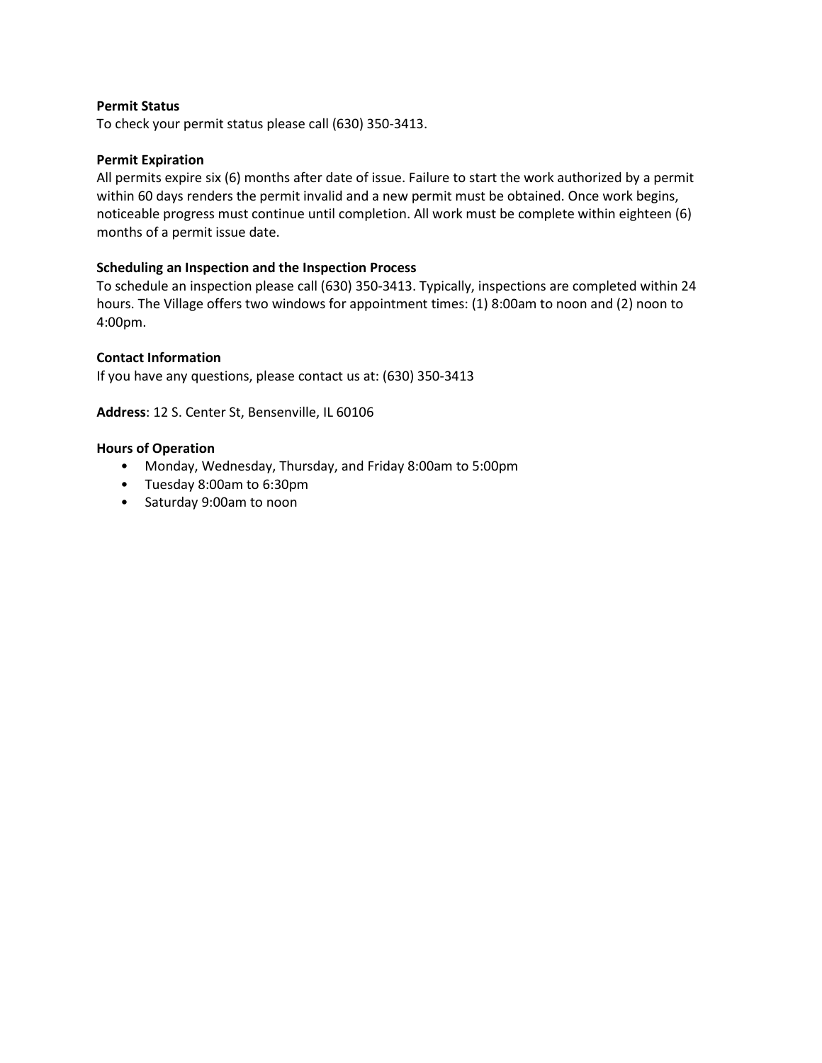**Permit Status**

To check your permit status please call (630) 350-3413.

**Permit Expiration**

All permits expire six (6) months after date of issue. Failure to start the work authorized by a permit within 60 days renders the permit invalid and a new permit must be obtained. Once work begins, noticeable progress must continue until completion. All work must be complete within eighteen (6) months of a permit issue date.

**Scheduling an Inspection and the Inspection Process**

To schedule an inspection please call (630) 350-3413. Typically, inspections are completed within 24 hours. The Village offers two windows for appointment times: (1) 8:00am to noon and (2) noon to 4:00pm.

**Contact Information**

If you have any questions, please contact us at: (630) 350-3413

**Address**: 12 S. Center St, Bensenville, IL 60106

**Hours of Operation**

- Monday, Wednesday, Thursday, and Friday 8:00am to 5:00pm
- Tuesday 8:00am to 6:30pm
- Saturday 9:00am to noon